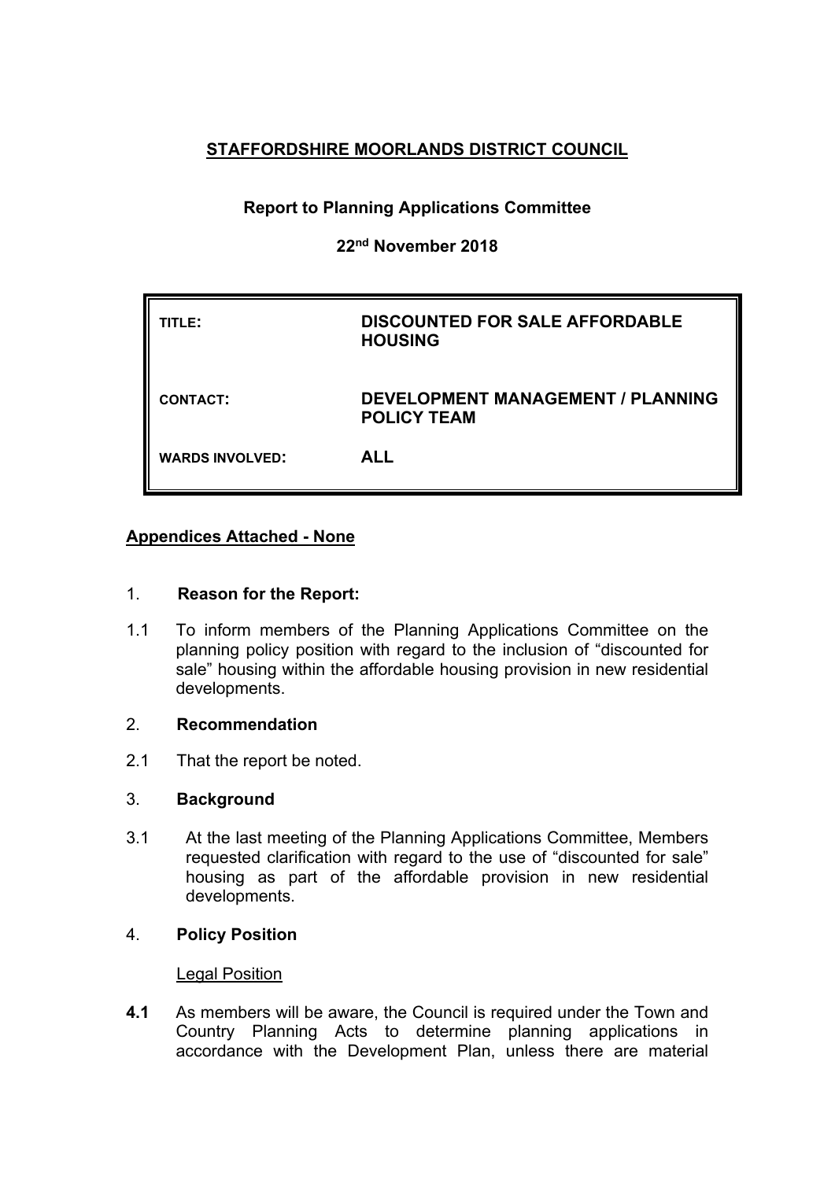# STAFFORDSHIRE MOORLANDS DISTRICT COUNCIL

**Report to Planning Applications Committee**

**22nd November 2018**

| | |
|---|---|
| TITLE: | **DISCOUNTED FOR SALE AFFORDABLE HOUSING** |
| CONTACT: | **DEVELOPMENT MANAGEMENT / PLANNING POLICY TEAM** |
| WARDS INVOLVED: | **ALL** |

**Appendices Attached - None**

1. **Reason for the Report:**

1.1 To inform members of the Planning Applications Committee on the planning policy position with regard to the inclusion of "discounted for sale" housing within the affordable housing provision in new residential developments.

2. **Recommendation**

2.1 That the report be noted.

3. **Background**

3.1 At the last meeting of the Planning Applications Committee, Members requested clarification with regard to the use of "discounted for sale" housing as part of the affordable provision in new residential developments.

4. **Policy Position**

Legal Position

**4.1** As members will be aware, the Council is required under the Town and Country Planning Acts to determine planning applications in accordance with the Development Plan, unless there are material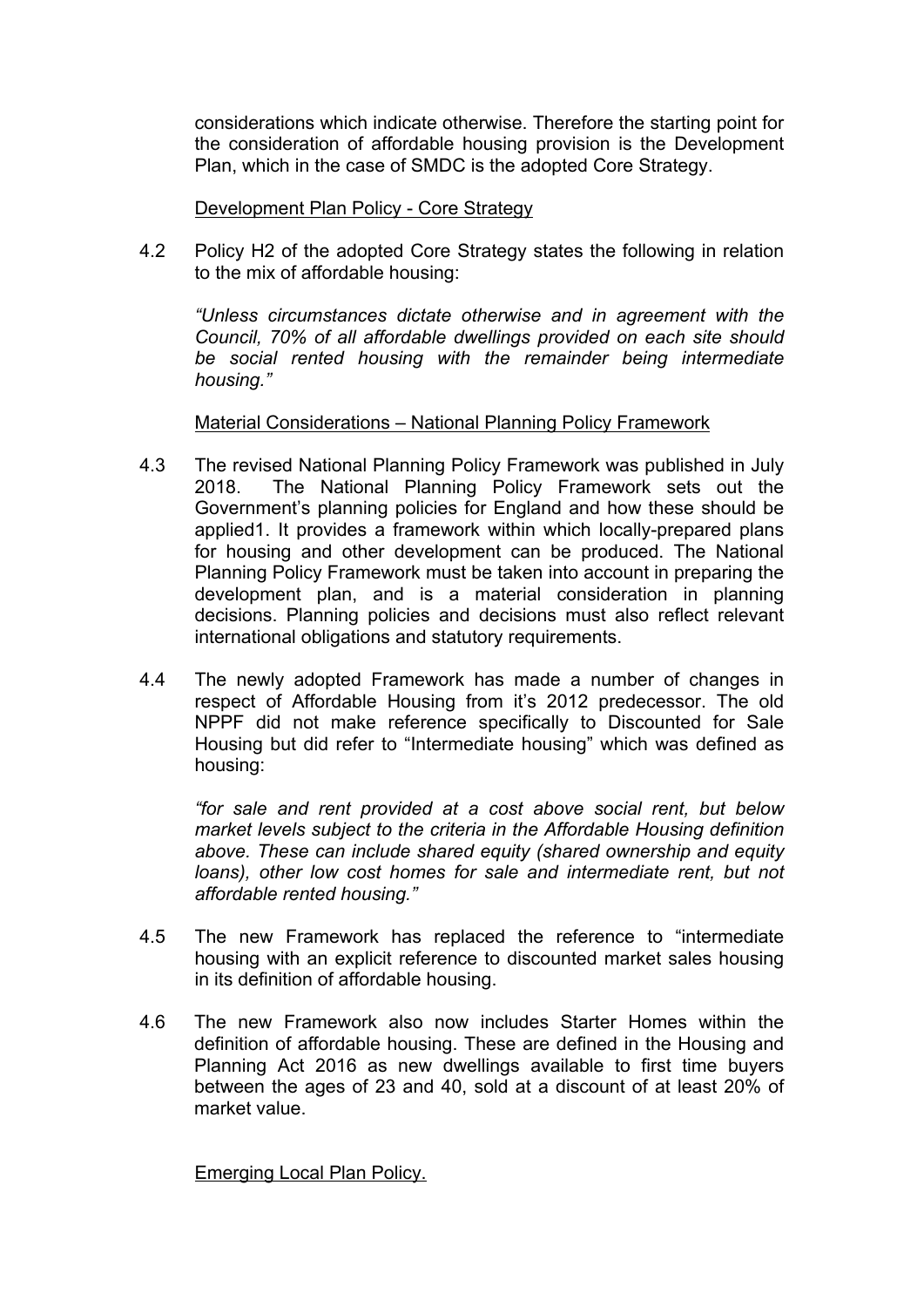considerations which indicate otherwise. Therefore the starting point for the consideration of affordable housing provision is the Development Plan, which in the case of SMDC is the adopted Core Strategy.

Development Plan Policy - Core Strategy

4.2 Policy H2 of the adopted Core Strategy states the following in relation to the mix of affordable housing:

*"Unless circumstances dictate otherwise and in agreement with the Council, 70% of all affordable dwellings provided on each site should be social rented housing with the remainder being intermediate housing."*

Material Considerations – National Planning Policy Framework

4.3 The revised National Planning Policy Framework was published in July 2018. The National Planning Policy Framework sets out the Government's planning policies for England and how these should be applied1. It provides a framework within which locally-prepared plans for housing and other development can be produced. The National Planning Policy Framework must be taken into account in preparing the development plan, and is a material consideration in planning decisions. Planning policies and decisions must also reflect relevant international obligations and statutory requirements.

4.4 The newly adopted Framework has made a number of changes in respect of Affordable Housing from it's 2012 predecessor. The old NPPF did not make reference specifically to Discounted for Sale Housing but did refer to "Intermediate housing" which was defined as housing:

*"for sale and rent provided at a cost above social rent, but below market levels subject to the criteria in the Affordable Housing definition above. These can include shared equity (shared ownership and equity loans), other low cost homes for sale and intermediate rent, but not affordable rented housing."*

4.5 The new Framework has replaced the reference to "intermediate housing with an explicit reference to discounted market sales housing in its definition of affordable housing.

4.6 The new Framework also now includes Starter Homes within the definition of affordable housing. These are defined in the Housing and Planning Act 2016 as new dwellings available to first time buyers between the ages of 23 and 40, sold at a discount of at least 20% of market value.

Emerging Local Plan Policy.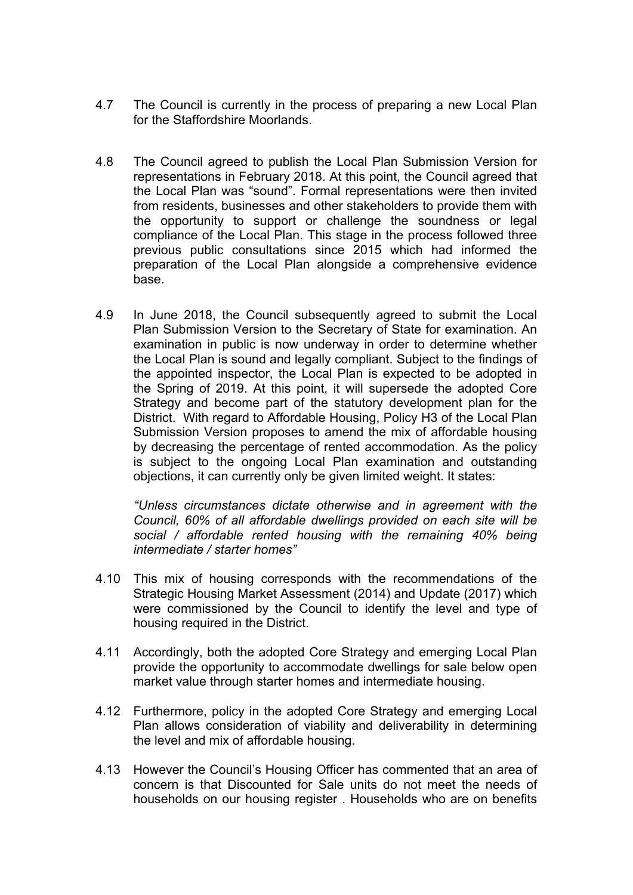4.7 The Council is currently in the process of preparing a new Local Plan for the Staffordshire Moorlands.

4.8 The Council agreed to publish the Local Plan Submission Version for representations in February 2018. At this point, the Council agreed that the Local Plan was "sound". Formal representations were then invited from residents, businesses and other stakeholders to provide them with the opportunity to support or challenge the soundness or legal compliance of the Local Plan. This stage in the process followed three previous public consultations since 2015 which had informed the preparation of the Local Plan alongside a comprehensive evidence base.

4.9 In June 2018, the Council subsequently agreed to submit the Local Plan Submission Version to the Secretary of State for examination. An examination in public is now underway in order to determine whether the Local Plan is sound and legally compliant. Subject to the findings of the appointed inspector, the Local Plan is expected to be adopted in the Spring of 2019. At this point, it will supersede the adopted Core Strategy and become part of the statutory development plan for the District. With regard to Affordable Housing, Policy H3 of the Local Plan Submission Version proposes to amend the mix of affordable housing by decreasing the percentage of rented accommodation. As the policy is subject to the ongoing Local Plan examination and outstanding objections, it can currently only be given limited weight. It states:

*"Unless circumstances dictate otherwise and in agreement with the Council, 60% of all affordable dwellings provided on each site will be social / affordable rented housing with the remaining 40% being intermediate / starter homes"*

4.10 This mix of housing corresponds with the recommendations of the Strategic Housing Market Assessment (2014) and Update (2017) which were commissioned by the Council to identify the level and type of housing required in the District.

4.11 Accordingly, both the adopted Core Strategy and emerging Local Plan provide the opportunity to accommodate dwellings for sale below open market value through starter homes and intermediate housing.

4.12 Furthermore, policy in the adopted Core Strategy and emerging Local Plan allows consideration of viability and deliverability in determining the level and mix of affordable housing.

4.13 However the Council's Housing Officer has commented that an area of concern is that Discounted for Sale units do not meet the needs of households on our housing register . Households who are on benefits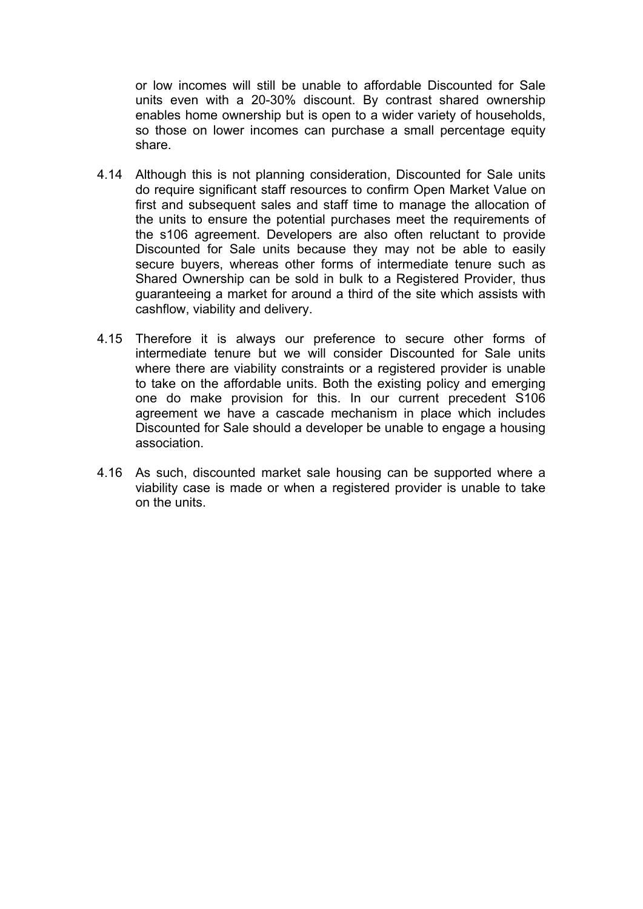or low incomes will still be unable to affordable Discounted for Sale units even with a 20-30% discount. By contrast shared ownership enables home ownership but is open to a wider variety of households, so those on lower incomes can purchase a small percentage equity share.

4.14 Although this is not planning consideration, Discounted for Sale units do require significant staff resources to confirm Open Market Value on first and subsequent sales and staff time to manage the allocation of the units to ensure the potential purchases meet the requirements of the s106 agreement. Developers are also often reluctant to provide Discounted for Sale units because they may not be able to easily secure buyers, whereas other forms of intermediate tenure such as Shared Ownership can be sold in bulk to a Registered Provider, thus guaranteeing a market for around a third of the site which assists with cashflow, viability and delivery.

4.15 Therefore it is always our preference to secure other forms of intermediate tenure but we will consider Discounted for Sale units where there are viability constraints or a registered provider is unable to take on the affordable units. Both the existing policy and emerging one do make provision for this. In our current precedent S106 agreement we have a cascade mechanism in place which includes Discounted for Sale should a developer be unable to engage a housing association.

4.16 As such, discounted market sale housing can be supported where a viability case is made or when a registered provider is unable to take on the units.